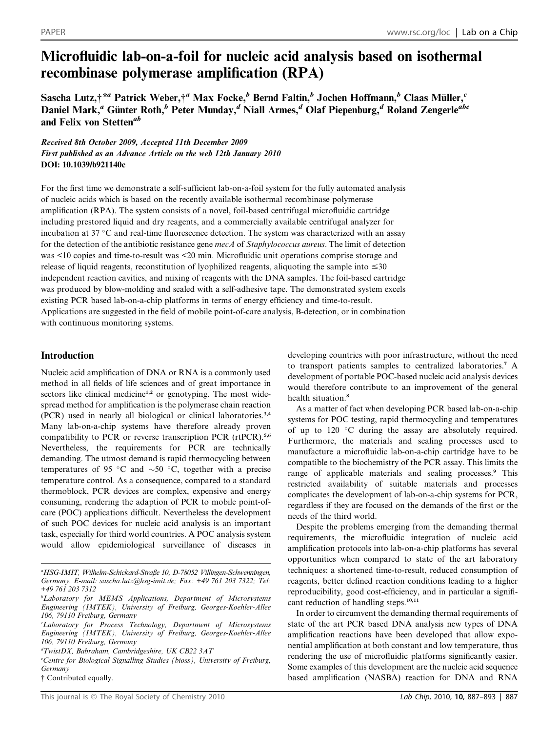# Microfluidic lab-on-a-foil for nucleic acid analysis based on isothermal recombinase polymerase amplification (RPA)

Sascha Lutz,†*[a] Patrick Weber,†[a] Max Focke,[b] Bernd Faltin,[b] Jochen Hoffmann,[b] Claas Müller,[c] Daniel Mark,[a] Günter Roth,[b] Peter Munday,[d] Niall Armes,[d] Olaf Piepenburg,[d] Roland Zengerle[abe] and Felix von Stetten[ab]

*Received 8th October 2009, Accepted 11th December 2009*
*First published as an Advance Article on the web 12th January 2010*
**DOI: 10.1039/b921140c**

For the first time we demonstrate a self-sufficient lab-on-a-foil system for the fully automated analysis of nucleic acids which is based on the recently available isothermal recombinase polymerase amplification (RPA). The system consists of a novel, foil-based centrifugal microfluidic cartridge including prestored liquid and dry reagents, and a commercially available centrifugal analyzer for incubation at 37 °C and real-time fluorescence detection. The system was characterized with an assay for the detection of the antibiotic resistance gene *mecA* of *Staphylococcus aureus*. The limit of detection was <10 copies and time-to-result was <20 min. Microfluidic unit operations comprise storage and release of liquid reagents, reconstitution of lyophilized reagents, aliquoting the sample into ≤30 independent reaction cavities, and mixing of reagents with the DNA samples. The foil-based cartridge was produced by blow-molding and sealed with a self-adhesive tape. The demonstrated system excels existing PCR based lab-on-a-chip platforms in terms of energy efficiency and time-to-result. Applications are suggested in the field of mobile point-of-care analysis, B-detection, or in combination with continuous monitoring systems.

## Introduction

Nucleic acid amplification of DNA or RNA is a commonly used method in all fields of life sciences and of great importance in sectors like clinical medicine[1,2] or genotyping. The most widespread method for amplification is the polymerase chain reaction (PCR) used in nearly all biological or clinical laboratories.[3,4] Many lab-on-a-chip systems have therefore already proven compatibility to PCR or reverse transcription PCR (rtPCR).[5,6] Nevertheless, the requirements for PCR are technically demanding. The utmost demand is rapid thermocycling between temperatures of 95 °C and ~50 °C, together with a precise temperature control. As a consequence, compared to a standard thermoblock, PCR devices are complex, expensive and energy consuming, rendering the adaption of PCR to mobile point-of-care (POC) applications difficult. Nevertheless the development of such POC devices for nucleic acid analysis is an important task, especially for third world countries. A POC analysis system would allow epidemiological surveillance of diseases in developing countries with poor infrastructure, without the need to transport patients samples to centralized laboratories.[7] A development of portable POC-based nucleic acid analysis devices would therefore contribute to an improvement of the general health situation.[8]

As a matter of fact when developing PCR based lab-on-a-chip systems for POC testing, rapid thermocycling and temperatures of up to 120 °C during the assay are absolutely required. Furthermore, the materials and sealing processes used to manufacture a microfluidic lab-on-a-chip cartridge have to be compatible to the biochemistry of the PCR assay. This limits the range of applicable materials and sealing processes.[9] This restricted availability of suitable materials and processes complicates the development of lab-on-a-chip systems for PCR, regardless if they are focused on the demands of the first or the needs of the third world.

Despite the problems emerging from the demanding thermal requirements, the microfluidic integration of nucleic acid amplification protocols into lab-on-a-chip platforms has several opportunities when compared to state of the art laboratory techniques: a shortened time-to-result, reduced consumption of reagents, better defined reaction conditions leading to a higher reproducibility, good cost-efficiency, and in particular a significant reduction of handling steps.[10,11]

In order to circumvent the demanding thermal requirements of state of the art PCR based DNA analysis new types of DNA amplification reactions have been developed that allow exponential amplification at both constant and low temperature, thus rendering the use of microfluidic platforms significantly easier. Some examples of this development are the nucleic acid sequence based amplification (NASBA) reaction for DNA and RNA

---

[a] HSG-IMIT, Wilhelm-Schickard-Straße 10, D-78052 Villingen-Schwenningen, Germany. E-mail: sascha.lutz@hsg-imit.de; Fax: +49 761 203 7322; Tel: +49 761 203 7312

[b] Laboratory for MEMS Applications, Department of Microsystems Engineering (IMTEK), University of Freiburg, Georges-Koehler-Allee 106, 79110 Freiburg, Germany

[c] Laboratory for Process Technology, Department of Microsystems Engineering (IMTEK), University of Freiburg, Georges-Koehler-Allee 106, 79110 Freiburg, Germany

[d] TwistDX, Babraham, Cambridgeshire, UK CB22 3AT

[e] Centre for Biological Signalling Studies (bioss), University of Freiburg, Germany

† Contributed equally.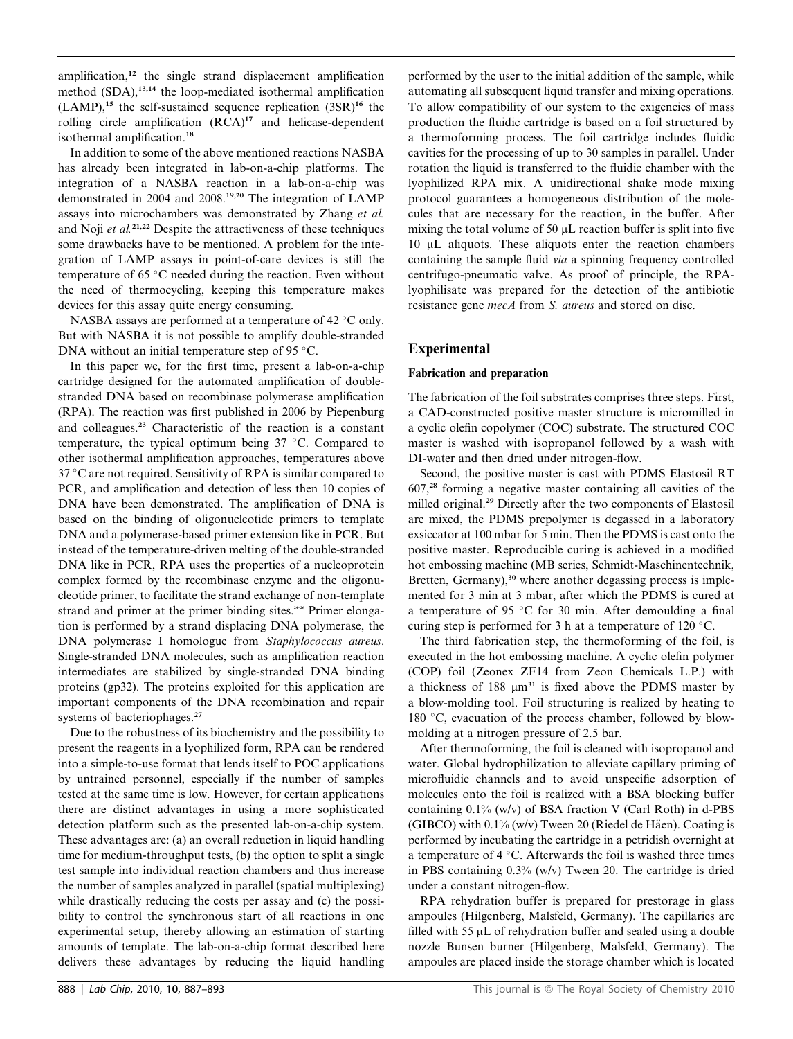amplification,[12] the single strand displacement amplification method (SDA),[13,14] the loop-mediated isothermal amplification (LAMP),[15] the self-sustained sequence replication (3SR)[16] the rolling circle amplification (RCA)[17] and helicase-dependent isothermal amplification.[18]

In addition to some of the above mentioned reactions NASBA has already been integrated in lab-on-a-chip platforms. The integration of a NASBA reaction in a lab-on-a-chip was demonstrated in 2004 and 2008.[19,20] The integration of LAMP assays into microchambers was demonstrated by Zhang *et al.* and Noji *et al.*[21,22] Despite the attractiveness of these techniques some drawbacks have to be mentioned. A problem for the integration of LAMP assays in point-of-care devices is still the temperature of 65 °C needed during the reaction. Even without the need of thermocycling, keeping this temperature makes devices for this assay quite energy consuming.

NASBA assays are performed at a temperature of 42 °C only. But with NASBA it is not possible to amplify double-stranded DNA without an initial temperature step of 95 °C.

In this paper we, for the first time, present a lab-on-a-chip cartridge designed for the automated amplification of double-stranded DNA based on recombinase polymerase amplification (RPA). The reaction was first published in 2006 by Piepenburg and colleagues.[23] Characteristic of the reaction is a constant temperature, the typical optimum being 37 °C. Compared to other isothermal amplification approaches, temperatures above 37 °C are not required. Sensitivity of RPA is similar compared to PCR, and amplification and detection of less then 10 copies of DNA have been demonstrated. The amplification of DNA is based on the binding of oligonucleotide primers to template DNA and a polymerase-based primer extension like in PCR. But instead of the temperature-driven melting of the double-stranded DNA like in PCR, RPA uses the properties of a nucleoprotein complex formed by the recombinase enzyme and the oligonucleotide primer, to facilitate the strand exchange of non-template strand and primer at the primer binding sites.[24–26] Primer elongation is performed by a strand displacing DNA polymerase, the DNA polymerase I homologue from *Staphylococcus aureus*. Single-stranded DNA molecules, such as amplification reaction intermediates are stabilized by single-stranded DNA binding proteins (gp32). The proteins exploited for this application are important components of the DNA recombination and repair systems of bacteriophages.[27]

Due to the robustness of its biochemistry and the possibility to present the reagents in a lyophilized form, RPA can be rendered into a simple-to-use format that lends itself to POC applications by untrained personnel, especially if the number of samples tested at the same time is low. However, for certain applications there are distinct advantages in using a more sophisticated detection platform such as the presented lab-on-a-chip system. These advantages are: (a) an overall reduction in liquid handling time for medium-throughput tests, (b) the option to split a single test sample into individual reaction chambers and thus increase the number of samples analyzed in parallel (spatial multiplexing) while drastically reducing the costs per assay and (c) the possibility to control the synchronous start of all reactions in one experimental setup, thereby allowing an estimation of starting amounts of template. The lab-on-a-chip format described here delivers these advantages by reducing the liquid handling performed by the user to the initial addition of the sample, while automating all subsequent liquid transfer and mixing operations. To allow compatibility of our system to the exigencies of mass production the fluidic cartridge is based on a foil structured by a thermoforming process. The foil cartridge includes fluidic cavities for the processing of up to 30 samples in parallel. Under rotation the liquid is transferred to the fluidic chamber with the lyophilized RPA mix. A unidirectional shake mode mixing protocol guarantees a homogeneous distribution of the molecules that are necessary for the reaction, in the buffer. After mixing the total volume of 50 µL reaction buffer is split into five 10 µL aliquots. These aliquots enter the reaction chambers containing the sample fluid *via* a spinning frequency controlled centrifugo-pneumatic valve. As proof of principle, the RPA-lyophilisate was prepared for the detection of the antibiotic resistance gene *mecA* from *S. aureus* and stored on disc.

## Experimental

### Fabrication and preparation

The fabrication of the foil substrates comprises three steps. First, a CAD-constructed positive master structure is micromilled in a cyclic olefin copolymer (COC) substrate. The structured COC master is washed with isopropanol followed by a wash with DI-water and then dried under nitrogen-flow.

Second, the positive master is cast with PDMS Elastosil RT 607,[28] forming a negative master containing all cavities of the milled original.[29] Directly after the two components of Elastosil are mixed, the PDMS prepolymer is degassed in a laboratory exsiccator at 100 mbar for 5 min. Then the PDMS is cast onto the positive master. Reproducible curing is achieved in a modified hot embossing machine (MB series, Schmidt-Maschinentechnik, Bretten, Germany),[30] where another degassing process is implemented for 3 min at 3 mbar, after which the PDMS is cured at a temperature of 95 °C for 30 min. After demoulding a final curing step is performed for 3 h at a temperature of 120 °C.

The third fabrication step, the thermoforming of the foil, is executed in the hot embossing machine. A cyclic olefin polymer (COP) foil (Zeonex ZF14 from Zeon Chemicals L.P.) with a thickness of 188 µm[31] is fixed above the PDMS master by a blow-molding tool. Foil structuring is realized by heating to 180 °C, evacuation of the process chamber, followed by blow-molding at a nitrogen pressure of 2.5 bar.

After thermoforming, the foil is cleaned with isopropanol and water. Global hydrophilization to alleviate capillary priming of microfluidic channels and to avoid unspecific adsorption of molecules onto the foil is realized with a BSA blocking buffer containing 0.1% (w/v) of BSA fraction V (Carl Roth) in d-PBS (GIBCO) with 0.1% (w/v) Tween 20 (Riedel de Häen). Coating is performed by incubating the cartridge in a petridish overnight at a temperature of 4 °C. Afterwards the foil is washed three times in PBS containing 0.3% (w/v) Tween 20. The cartridge is dried under a constant nitrogen-flow.

RPA rehydration buffer is prepared for prestorage in glass ampoules (Hilgenberg, Malsfeld, Germany). The capillaries are filled with 55 µL of rehydration buffer and sealed using a double nozzle Bunsen burner (Hilgenberg, Malsfeld, Germany). The ampoules are placed inside the storage chamber which is located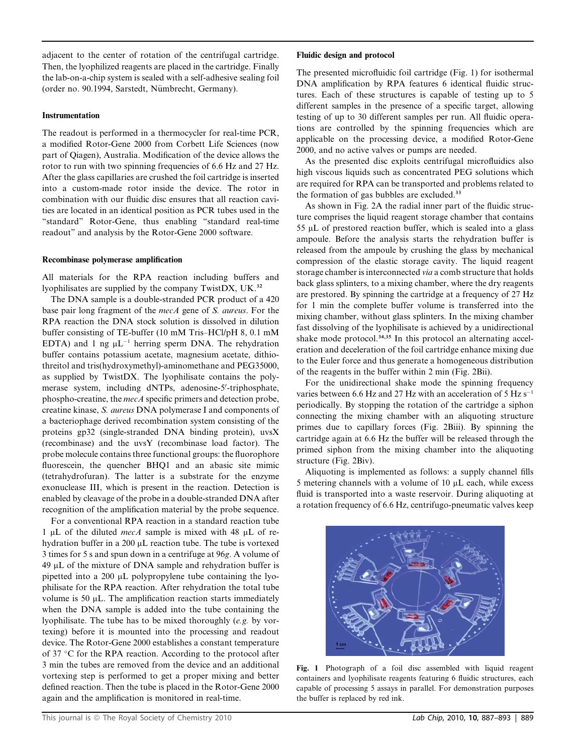adjacent to the center of rotation of the centrifugal cartridge. Then, the lyophilized reagents are placed in the cartridge. Finally the lab-on-a-chip system is sealed with a self-adhesive sealing foil (order no. 90.1994, Sarstedt, Nümbrecht, Germany).

### Instrumentation

The readout is performed in a thermocycler for real-time PCR, a modified Rotor-Gene 2000 from Corbett Life Sciences (now part of Qiagen), Australia. Modification of the device allows the rotor to run with two spinning frequencies of 6.6 Hz and 27 Hz. After the glass capillaries are crushed the foil cartridge is inserted into a custom-made rotor inside the device. The rotor in combination with our fluidic disc ensures that all reaction cavities are located in an identical position as PCR tubes used in the "standard" Rotor-Gene, thus enabling "standard real-time readout" and analysis by the Rotor-Gene 2000 software.

### Recombinase polymerase amplification

All materials for the RPA reaction including buffers and lyophilisates are supplied by the company TwistDX, UK.[32]

The DNA sample is a double-stranded PCR product of a 420 base pair long fragment of the *mecA* gene of *S. aureus*. For the RPA reaction the DNA stock solution is dissolved in dilution buffer consisting of TE-buffer (10 mM Tris–HCl/pH 8, 0.1 mM EDTA) and 1 ng $\mu L^{-1}$ herring sperm DNA. The rehydration buffer contains potassium acetate, magnesium acetate, dithiothreitol and tris(hydroxymethyl)-aminomethane and PEG35000, as supplied by TwistDX. The lyophilisate contains the polymerase system, including dNTPs, adenosine-5′-triphosphate, phospho-creatine, the *mecA* specific primers and detection probe, creatine kinase, *S. aureus* DNA polymerase I and components of a bacteriophage derived recombination system consisting of the proteins gp32 (single-stranded DNA binding protein), uvsX (recombinase) and the uvsY (recombinase load factor). The probe molecule contains three functional groups: the fluorophore fluorescein, the quencher BHQ1 and an abasic site mimic (tetrahydrofuran). The latter is a substrate for the enzyme exonuclease III, which is present in the reaction. Detection is enabled by cleavage of the probe in a double-stranded DNA after recognition of the amplification material by the probe sequence.

For a conventional RPA reaction in a standard reaction tube 1 µL of the diluted *mecA* sample is mixed with 48 µL of rehydration buffer in a 200 µL reaction tube. The tube is vortexed 3 times for 5 s and spun down in a centrifuge at 96*g*. A volume of 49 µL of the mixture of DNA sample and rehydration buffer is pipetted into a 200 µL polypropylene tube containing the lyophilisate for the RPA reaction. After rehydration the total tube volume is 50 µL. The amplification reaction starts immediately when the DNA sample is added into the tube containing the lyophilisate. The tube has to be mixed thoroughly (*e.g.* by vortexing) before it is mounted into the processing and readout device. The Rotor-Gene 2000 establishes a constant temperature of 37 °C for the RPA reaction. According to the protocol after 3 min the tubes are removed from the device and an additional vortexing step is performed to get a proper mixing and better defined reaction. Then the tube is placed in the Rotor-Gene 2000 again and the amplification is monitored in real-time.

### Fluidic design and protocol

The presented microfluidic foil cartridge (Fig. 1) for isothermal DNA amplification by RPA features 6 identical fluidic structures. Each of these structures is capable of testing up to 5 different samples in the presence of a specific target, allowing testing of up to 30 different samples per run. All fluidic operations are controlled by the spinning frequencies which are applicable on the processing device, a modified Rotor-Gene 2000, and no active valves or pumps are needed.

As the presented disc exploits centrifugal microfluidics also high viscous liquids such as concentrated PEG solutions which are required for RPA can be transported and problems related to the formation of gas bubbles are excluded.[33]

As shown in Fig. 2A the radial inner part of the fluidic structure comprises the liquid reagent storage chamber that contains 55 µL of prestored reaction buffer, which is sealed into a glass ampoule. Before the analysis starts the rehydration buffer is released from the ampoule by crushing the glass by mechanical compression of the elastic storage cavity. The liquid reagent storage chamber is interconnected *via* a comb structure that holds back glass splinters, to a mixing chamber, where the dry reagents are prestored. By spinning the cartridge at a frequency of 27 Hz for 1 min the complete buffer volume is transferred into the mixing chamber, without glass splinters. In the mixing chamber fast dissolving of the lyophilisate is achieved by a unidirectional shake mode protocol.[34,35] In this protocol an alternating acceleration and deceleration of the foil cartridge enhance mixing due to the Euler force and thus generate a homogeneous distribution of the reagents in the buffer within 2 min (Fig. 2Bii).

For the unidirectional shake mode the spinning frequency varies between 6.6 Hz and 27 Hz with an acceleration of 5 Hz $s^{-1}$ periodically. By stopping the rotation of the cartridge a siphon connecting the mixing chamber with an aliquoting structure primes due to capillary forces (Fig. 2Biii). By spinning the cartridge again at 6.6 Hz the buffer will be released through the primed siphon from the mixing chamber into the aliquoting structure (Fig. 2Biv).

Aliquoting is implemented as follows: a supply channel fills 5 metering channels with a volume of 10 µL each, while excess fluid is transported into a waste reservoir. During aliquoting at a rotation frequency of 6.6 Hz, centrifugo-pneumatic valves keep

**Fig. 1** Photograph of a foil disc assembled with liquid reagent containers and lyophilisate reagents featuring 6 fluidic structures, each capable of processing 5 assays in parallel. For demonstration purposes the buffer is replaced by red ink.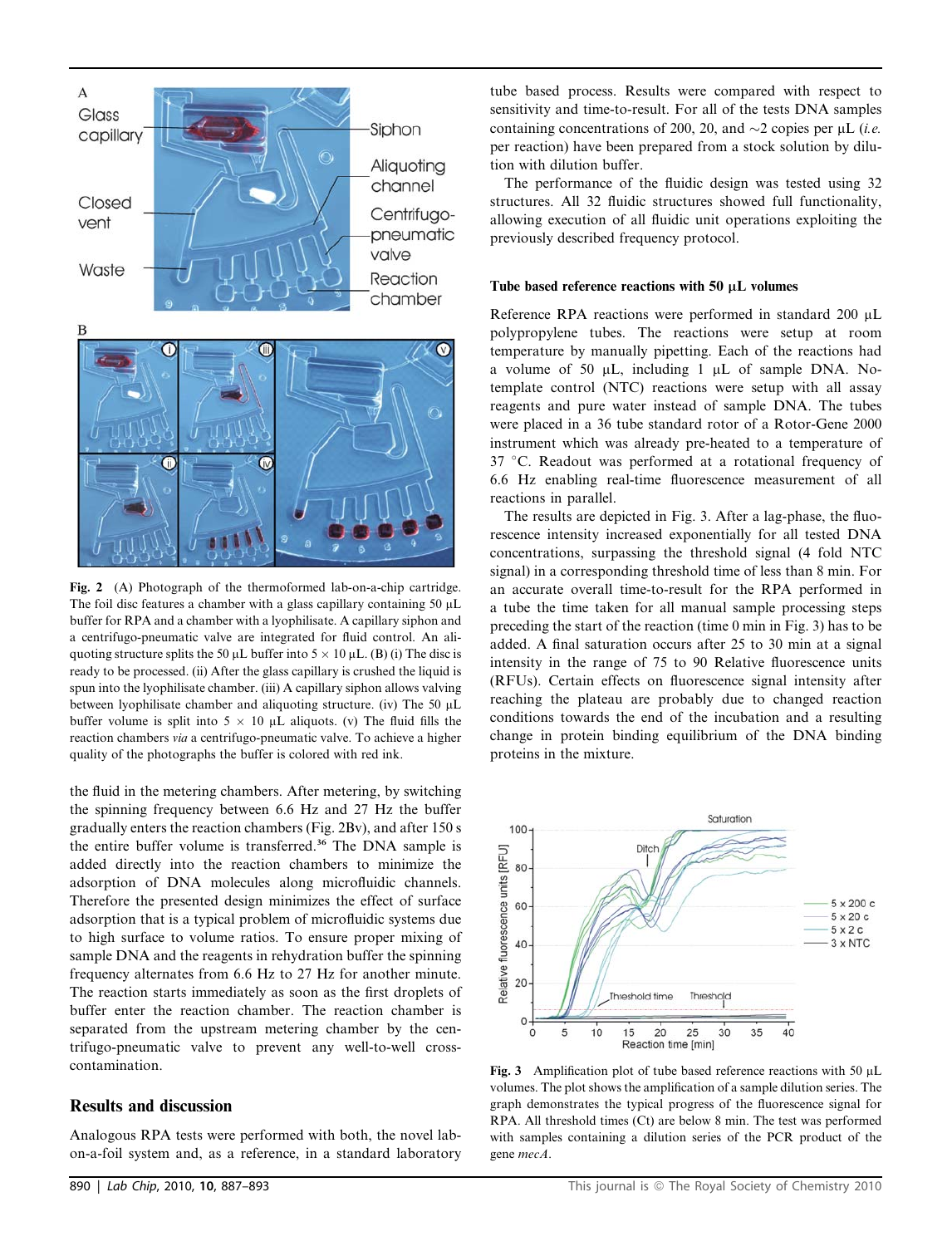Fig. 2 (A) Photograph of the thermoformed lab-on-a-chip cartridge. The foil disc features a chamber with a glass capillary containing 50 µL buffer for RPA and a chamber with a lyophilisate. A capillary siphon and a centrifugo-pneumatic valve are integrated for fluid control. An aliquoting structure splits the 50 µL buffer into 5 × 10 µL. (B) (i) The disc is ready to be processed. (ii) After the glass capillary is crushed the liquid is spun into the lyophilisate chamber. (iii) A capillary siphon allows valving between lyophilisate chamber and aliquoting structure. (iv) The 50 µL buffer volume is split into 5 × 10 µL aliquots. (v) The fluid fills the reaction chambers *via* a centrifugo-pneumatic valve. To achieve a higher quality of the photographs the buffer is colored with red ink.

the fluid in the metering chambers. After metering, by switching the spinning frequency between 6.6 Hz and 27 Hz the buffer gradually enters the reaction chambers (Fig. 2Bv), and after 150 s the entire buffer volume is transferred.[36] The DNA sample is added directly into the reaction chambers to minimize the adsorption of DNA molecules along microfluidic channels. Therefore the presented design minimizes the effect of surface adsorption that is a typical problem of microfluidic systems due to high surface to volume ratios. To ensure proper mixing of sample DNA and the reagents in rehydration buffer the spinning frequency alternates from 6.6 Hz to 27 Hz for another minute. The reaction starts immediately as soon as the first droplets of buffer enter the reaction chamber. The reaction chamber is separated from the upstream metering chamber by the centrifugo-pneumatic valve to prevent any well-to-well cross-contamination.

## Results and discussion

Analogous RPA tests were performed with both, the novel lab-on-a-foil system and, as a reference, in a standard laboratory tube based process. Results were compared with respect to sensitivity and time-to-result. For all of the tests DNA samples containing concentrations of 200, 20, and ~2 copies per µL (*i.e.* per reaction) have been prepared from a stock solution by dilution with dilution buffer.

The performance of the fluidic design was tested using 32 structures. All 32 fluidic structures showed full functionality, allowing execution of all fluidic unit operations exploiting the previously described frequency protocol.

### Tube based reference reactions with 50 µL volumes

Reference RPA reactions were performed in standard 200 µL polypropylene tubes. The reactions were setup at room temperature by manually pipetting. Each of the reactions had a volume of 50 µL, including 1 µL of sample DNA. No-template control (NTC) reactions were setup with all assay reagents and pure water instead of sample DNA. The tubes were placed in a 36 tube standard rotor of a Rotor-Gene 2000 instrument which was already pre-heated to a temperature of 37 °C. Readout was performed at a rotational frequency of 6.6 Hz enabling real-time fluorescence measurement of all reactions in parallel.

The results are depicted in Fig. 3. After a lag-phase, the fluorescence intensity increased exponentially for all tested DNA concentrations, surpassing the threshold signal (4 fold NTC signal) in a corresponding threshold time of less than 8 min. For an accurate overall time-to-result for the RPA performed in a tube the time taken for all manual sample processing steps preceding the start of the reaction (time 0 min in Fig. 3) has to be added. A final saturation occurs after 25 to 30 min at a signal intensity in the range of 75 to 90 Relative fluorescence units (RFUs). Certain effects on fluorescence signal intensity after reaching the plateau are probably due to changed reaction conditions towards the end of the incubation and a resulting change in protein binding equilibrium of the DNA binding proteins in the mixture.

Fig. 3 Amplification plot of tube based reference reactions with 50 µL volumes. The plot shows the amplification of a sample dilution series. The graph demonstrates the typical progress of the fluorescence signal for RPA. All threshold times (Ct) are below 8 min. The test was performed with samples containing a dilution series of the PCR product of the gene *mecA*.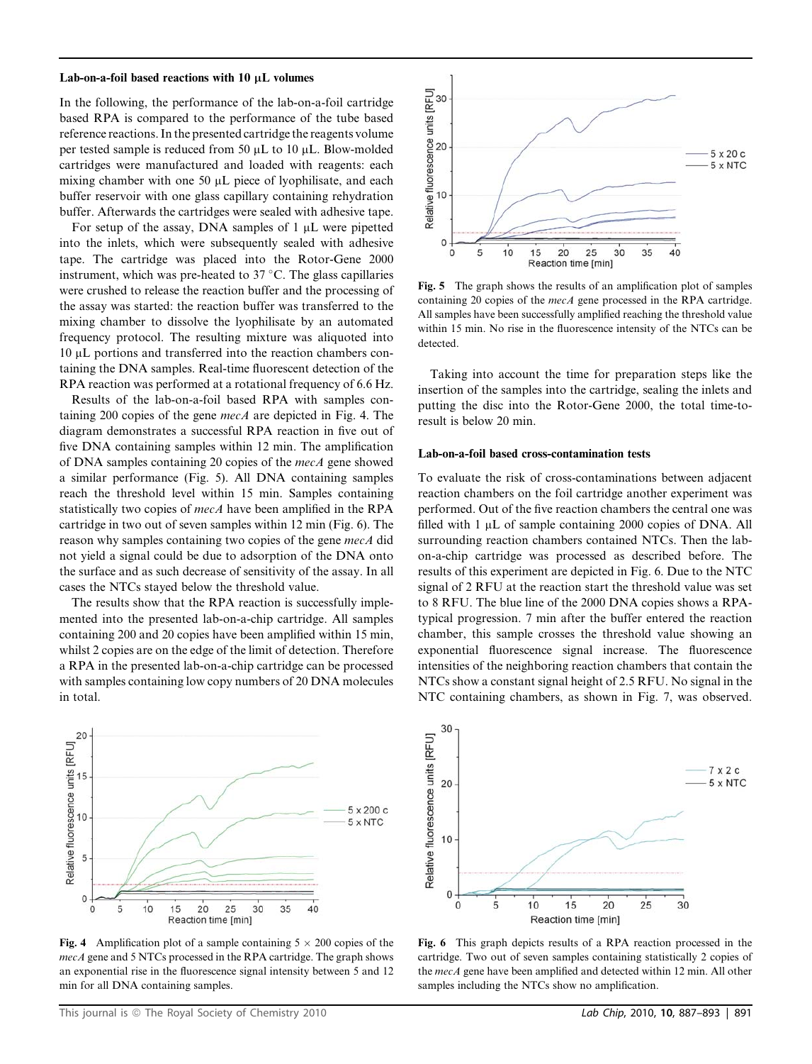### Lab-on-a-foil based reactions with 10 μL volumes

In the following, the performance of the lab-on-a-foil cartridge based RPA is compared to the performance of the tube based reference reactions. In the presented cartridge the reagents volume per tested sample is reduced from 50 μL to 10 μL. Blow-molded cartridges were manufactured and loaded with reagents: each mixing chamber with one 50 μL piece of lyophilisate, and each buffer reservoir with one glass capillary containing rehydration buffer. Afterwards the cartridges were sealed with adhesive tape.

For setup of the assay, DNA samples of 1 μL were pipetted into the inlets, which were subsequently sealed with adhesive tape. The cartridge was placed into the Rotor-Gene 2000 instrument, which was pre-heated to 37 °C. The glass capillaries were crushed to release the reaction buffer and the processing of the assay was started: the reaction buffer was transferred to the mixing chamber to dissolve the lyophilisate by an automated frequency protocol. The resulting mixture was aliquoted into 10 μL portions and transferred into the reaction chambers containing the DNA samples. Real-time fluorescent detection of the RPA reaction was performed at a rotational frequency of 6.6 Hz.

Results of the lab-on-a-foil based RPA with samples containing 200 copies of the gene *mecA* are depicted in Fig. 4. The diagram demonstrates a successful RPA reaction in five out of five DNA containing samples within 12 min. The amplification of DNA samples containing 20 copies of the *mecA* gene showed a similar performance (Fig. 5). All DNA containing samples reach the threshold level within 15 min. Samples containing statistically two copies of *mecA* have been amplified in the RPA cartridge in two out of seven samples within 12 min (Fig. 6). The reason why samples containing two copies of the gene *mecA* did not yield a signal could be due to adsorption of the DNA onto the surface and as such decrease of sensitivity of the assay. In all cases the NTCs stayed below the threshold value.

The results show that the RPA reaction is successfully implemented into the presented lab-on-a-chip cartridge. All samples containing 200 and 20 copies have been amplified within 15 min, whilst 2 copies are on the edge of the limit of detection. Therefore a RPA in the presented lab-on-a-chip cartridge can be processed with samples containing low copy numbers of 20 DNA molecules in total.

**Fig. 4** Amplification plot of a sample containing 5 × 200 copies of the *mecA* gene and 5 NTCs processed in the RPA cartridge. The graph shows an exponential rise in the fluorescence signal intensity between 5 and 12 min for all DNA containing samples.

**Fig. 5** The graph shows the results of an amplification plot of samples containing 20 copies of the *mecA* gene processed in the RPA cartridge. All samples have been successfully amplified reaching the threshold value within 15 min. No rise in the fluorescence intensity of the NTCs can be detected.

Taking into account the time for preparation steps like the insertion of the samples into the cartridge, sealing the inlets and putting the disc into the Rotor-Gene 2000, the total time-to-result is below 20 min.

### Lab-on-a-foil based cross-contamination tests

To evaluate the risk of cross-contaminations between adjacent reaction chambers on the foil cartridge another experiment was performed. Out of the five reaction chambers the central one was filled with 1 μL of sample containing 2000 copies of DNA. All surrounding reaction chambers contained NTCs. Then the lab-on-a-chip cartridge was processed as described before. The results of this experiment are depicted in Fig. 6. Due to the NTC signal of 2 RFU at the reaction start the threshold value was set to 8 RFU. The blue line of the 2000 DNA copies shows a RPA-typical progression. 7 min after the buffer entered the reaction chamber, this sample crosses the threshold value showing an exponential fluorescence signal increase. The fluorescence intensities of the neighboring reaction chambers that contain the NTCs show a constant signal height of 2.5 RFU. No signal in the NTC containing chambers, as shown in Fig. 7, was observed.

**Fig. 6** This graph depicts results of a RPA reaction processed in the cartridge. Two out of seven samples containing statistically 2 copies of the *mecA* gene have been amplified and detected within 12 min. All other samples including the NTCs show no amplification.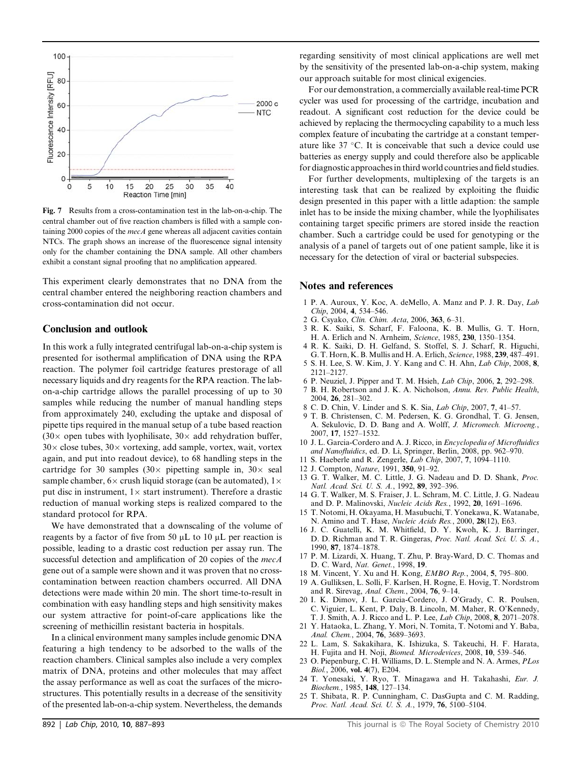100

80

60

40

20

0

Fluorescence Intensity [RFU]

0 5 10 15 20 25 30 35 40

Reaction Time [min]

2000 c

NTC

**Fig. 7** Results from a cross-contamination test in the lab-on-a-chip. The central chamber out of five reaction chambers is filled with a sample containing 2000 copies of the *mecA* gene whereas all adjacent cavities contain NTCs. The graph shows an increase of the fluorescence signal intensity only for the chamber containing the DNA sample. All other chambers exhibit a constant signal proofing that no amplification appeared.

This experiment clearly demonstrates that no DNA from the central chamber entered the neighboring reaction chambers and cross-contamination did not occur.

## Conclusion and outlook

In this work a fully integrated centrifugal lab-on-a-chip system is presented for isothermal amplification of DNA using the RPA reaction. The polymer foil cartridge features prestorage of all necessary liquids and dry reagents for the RPA reaction. The lab-on-a-chip cartridge allows the parallel processing of up to 30 samples while reducing the number of manual handling steps from approximately 240, excluding the uptake and disposal of pipette tips required in the manual setup of a tube based reaction (30× open tubes with lyophilisate, 30× add rehydration buffer, 30× close tubes, 30× vortexing, add sample, vortex, wait, vortex again, and put into readout device), to 68 handling steps in the cartridge for 30 samples (30× pipetting sample in, 30× seal sample chamber, 6× crush liquid storage (can be automated), 1× put disc in instrument, 1× start instrument). Therefore a drastic reduction of manual working steps is realized compared to the standard protocol for RPA.

We have demonstrated that a downscaling of the volume of reagents by a factor of five from 50 μL to 10 μL per reaction is possible, leading to a drastic cost reduction per assay run. The successful detection and amplification of 20 copies of the *mecA* gene out of a sample were shown and it was proven that no cross-contamination between reaction chambers occurred. All DNA detections were made within 20 min. The short time-to-result in combination with easy handling steps and high sensitivity makes our system attractive for point-of-care applications like the screening of methicillin resistant bacteria in hospitals.

In a clinical environment many samples include genomic DNA featuring a high tendency to be adsorbed to the walls of the reaction chambers. Clinical samples also include a very complex matrix of DNA, proteins and other molecules that may affect the assay performance as well as coat the surfaces of the microstructures. This potentially results in a decrease of the sensitivity of the presented lab-on-a-chip system. Nevertheless, the demands regarding sensitivity of most clinical applications are well met by the sensitivity of the presented lab-on-a-chip system, making our approach suitable for most clinical exigencies.

For our demonstration, a commercially available real-time PCR cycler was used for processing of the cartridge, incubation and readout. A significant cost reduction for the device could be achieved by replacing the thermocycling capability to a much less complex feature of incubating the cartridge at a constant temperature like 37 °C. It is conceivable that such a device could use batteries as energy supply and could therefore also be applicable for diagnostic approaches in third world countries and field studies.

For further developments, multiplexing of the targets is an interesting task that can be realized by exploiting the fluidic design presented in this paper with a little adaption: the sample inlet has to be inside the mixing chamber, while the lyophilisates containing target specific primers are stored inside the reaction chamber. Such a cartridge could be used for genotyping or the analysis of a panel of targets out of one patient sample, like it is necessary for the detection of viral or bacterial subspecies.

## Notes and references

1. P. A. Auroux, Y. Koc, A. deMello, A. Manz and P. J. R. Day, *Lab Chip*, 2004, **4**, 534–546.
2. G. Csyako, *Clin. Chim. Acta*, 2006, **363**, 6–31.
3. R. K. Saiki, S. Scharf, F. Faloona, K. B. Mullis, G. T. Horn, H. A. Erlich and N. Arnheim, *Science*, 1985, **230**, 1350–1354.
4. R. K. Saiki, D. H. Gelfand, S. Stoffel, S. J. Scharf, R. Higuchi, G. T. Horn, K. B. Mullis and H. A. Erlich, *Science*, 1988, **239**, 487–491.
5. S. H. Lee, S. W. Kim, J. Y. Kang and C. H. Ahn, *Lab Chip*, 2008, **8**, 2121–2127.
6. P. Neuziel, J. Pipper and T. M. Hsieh, *Lab Chip*, 2006, **2**, 292–298.
7. B. H. Robertson and J. K. A. Nicholson, *Annu. Rev. Public Health*, 2004, **26**, 281–302.
8. C. D. Chin, V. Linder and S. K. Sia, *Lab Chip*, 2007, **7**, 41–57.
9. T. B. Christensen, C. M. Pedersen, K. G. Grondhal, T. G. Jensen, A. Sekulovic, D. D. Bang and A. Wolff, *J. Micromech. Microeng.*, 2007, **17**, 1527–1532.
10. J. L. Garcia-Cordero and A. J. Ricco, in *Encyclopedia of Microfluidics and Nanofluidics*, ed. D. Li, Springer, Berlin, 2008, pp. 962–970.
11. S. Haeberle and R. Zengerle, *Lab Chip*, 2007, **7**, 1094–1110.
12. J. Compton, *Nature*, 1991, **350**, 91–92.
13. G. T. Walker, M. C. Little, J. G. Nadeau and D. D. Shank, *Proc. Natl. Acad. Sci. U. S. A.*, 1992, **89**, 392–396.
14. G. T. Walker, M. S. Fraiser, J. L. Schram, M. C. Little, J. G. Nadeau and D. P. Malinovski, *Nucleic Acids Res.*, 1992, **20**, 1691–1696.
15. T. Notomi, H. Okayama, H. Masubuchi, T. Yonekawa, K. Watanabe, N. Amino and T. Hase, *Nucleic Acids Res.*, 2000, **28**(12), E63.
16. J. C. Guatelli, K. M. Whitfield, D. Y. Kwoh, K. J. Barringer, D. D. Richman and T. R. Gingeras, *Proc. Natl. Acad. Sci. U. S. A.*, 1990, **87**, 1874–1878.
17. P. M. Lizardi, X. Huang, T. Zhu, P. Bray-Ward, D. C. Thomas and D. C. Ward, *Nat. Genet.*, 1998, **19**.
18. M. Vincent, Y. Xu and H. Kong, *EMBO Rep.*, 2004, **5**, 795–800.
19. A. Gulliksen, L. Solli, F. Karlsen, H. Rogne, E. Hovig, T. Nordstrom and R. Sirevag, *Anal. Chem.*, 2004, **76**, 9–14.
20. I. K. Dimov, J. L. Garcia-Cordero, J. O'Grady, C. R. Poulsen, C. Viguier, L. Kent, P. Daly, B. Lincoln, M. Maher, R. O'Kennedy, T. J. Smith, A. J. Ricco and L. P. Lee, *Lab Chip*, 2008, **8**, 2071–2078.
21. Y. Hataoka, L. Zhang, Y. Mori, N. Tomita, T. Notomi and Y. Baba, *Anal. Chem.*, 2004, **76**, 3689–3693.
22. L. Lam, S. Sakakihara, K. Ishizuka, S. Takeuchi, H. F. Harata, H. Fujita and H. Noji, *Biomed. Microdevices*, 2008, **10**, 539–546.
23. O. Piepenburg, C. H. Williams, D. L. Stemple and N. A. Armes, *PLos Biol.*, 2006, **vol. 4**(7), E204.
24. T. Yonesaki, Y. Ryo, T. Minagawa and H. Takahashi, *Eur. J. Biochem.*, 1985, **148**, 127–134.
25. T. Shibata, R. P. Cunningham, C. DasGupta and C. M. Radding, *Proc. Natl. Acad. Sci. U. S. A.*, 1979, **76**, 5100–5104.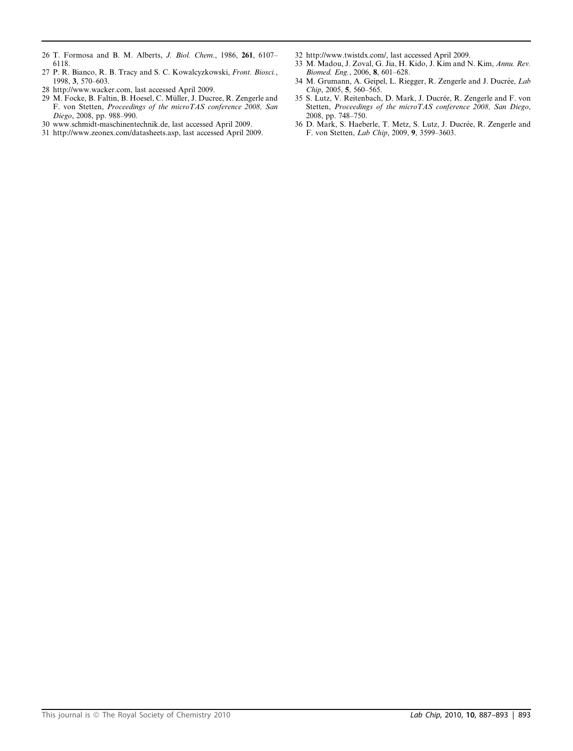26 T. Formosa and B. M. Alberts, *J. Biol. Chem.*, 1986, **261**, 6107–6118.

27 P. R. Bianco, R. B. Tracy and S. C. Kowalcyzkowski, *Front. Biosci.*, 1998, **3**, 570–603.

28 http://www.wacker.com, last accessed April 2009.

29 M. Focke, B. Faltin, B. Hoesel, C. Müller, J. Ducree, R. Zengerle and F. von Stetten, *Proceedings of the microTAS conference 2008, San Diego*, 2008, pp. 988–990.

30 www.schmidt-maschinentechnik.de, last accessed April 2009.

31 http://www.zeonex.com/datasheets.asp, last accessed April 2009.

32 http://www.twistdx.com/, last accessed April 2009.

33 M. Madou, J. Zoval, G. Jia, H. Kido, J. Kim and N. Kim, *Annu. Rev. Biomed. Eng.*, 2006, **8**, 601–628.

34 M. Grumann, A. Geipel, L. Riegger, R. Zengerle and J. Ducrée, *Lab Chip*, 2005, **5**, 560–565.

35 S. Lutz, V. Reitenbach, D. Mark, J. Ducrée, R. Zengerle and F. von Stetten, *Proceedings of the microTAS conference 2008, San Diego*, 2008, pp. 748–750.

36 D. Mark, S. Haeberle, T. Metz, S. Lutz, J. Ducrée, R. Zengerle and F. von Stetten, *Lab Chip*, 2009, **9**, 3599–3603.